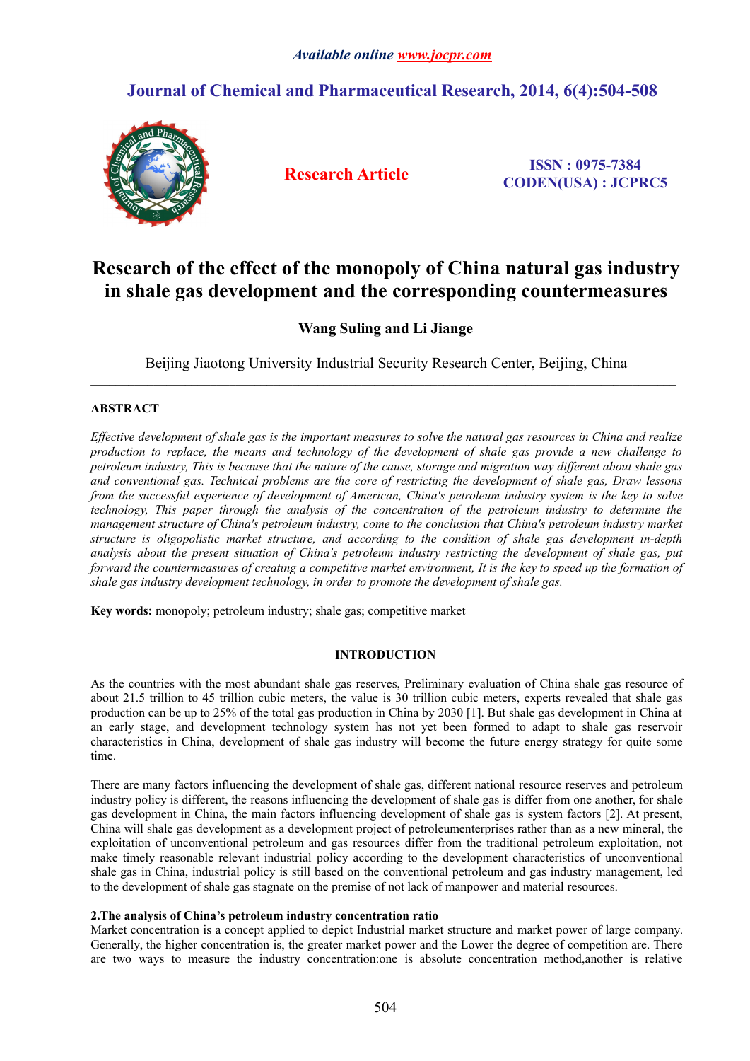*Available online www.jocpr.com*

**Journal of Chemical and Pharmaceutical Research, 2014, 6(4):504-508**

**Research Article**

**ISSN : 0975-7384**
**CODEN(USA) : JCPRC5**

# Research of the effect of the monopoly of China natural gas industry in shale gas development and the corresponding countermeasures

**Wang Suling and Li Jiange**

Beijing Jiaotong University Industrial Security Research Center, Beijing, China

---

## ABSTRACT

*Effective development of shale gas is the important measures to solve the natural gas resources in China and realize production to replace, the means and technology of the development of shale gas provide a new challenge to petroleum industry, This is because that the nature of the cause, storage and migration way different about shale gas and conventional gas. Technical problems are the core of restricting the development of shale gas, Draw lessons from the successful experience of development of American, China's petroleum industry system is the key to solve technology, This paper through the analysis of the concentration of the petroleum industry to determine the management structure of China's petroleum industry, come to the conclusion that China's petroleum industry market structure is oligopolistic market structure, and according to the condition of shale gas development in-depth analysis about the present situation of China's petroleum industry restricting the development of shale gas, put forward the countermeasures of creating a competitive market environment, It is the key to speed up the formation of shale gas industry development technology, in order to promote the development of shale gas.*

**Key words:** monopoly; petroleum industry; shale gas; competitive market

---

## INTRODUCTION

As the countries with the most abundant shale gas reserves, Preliminary evaluation of China shale gas resource of about 21.5 trillion to 45 trillion cubic meters, the value is 30 trillion cubic meters, experts revealed that shale gas production can be up to 25% of the total gas production in China by 2030 [1]. But shale gas development in China at an early stage, and development technology system has not yet been formed to adapt to shale gas reservoir characteristics in China, development of shale gas industry will become the future energy strategy for quite some time.

There are many factors influencing the development of shale gas, different national resource reserves and petroleum industry policy is different, the reasons influencing the development of shale gas is differ from one another, for shale gas development in China, the main factors influencing development of shale gas is system factors [2]. At present, China will shale gas development as a development project of petroleumenterprises rather than as a new mineral, the exploitation of unconventional petroleum and gas resources differ from the traditional petroleum exploitation, not make timely reasonable relevant industrial policy according to the development characteristics of unconventional shale gas in China, industrial policy is still based on the conventional petroleum and gas industry management, led to the development of shale gas stagnate on the premise of not lack of manpower and material resources.

### 2.The analysis of China's petroleum industry concentration ratio

Market concentration is a concept applied to depict Industrial market structure and market power of large company. Generally, the higher concentration is, the greater market power and the Lower the degree of competition are. There are two ways to measure the industry concentration:one is absolute concentration method,another is relative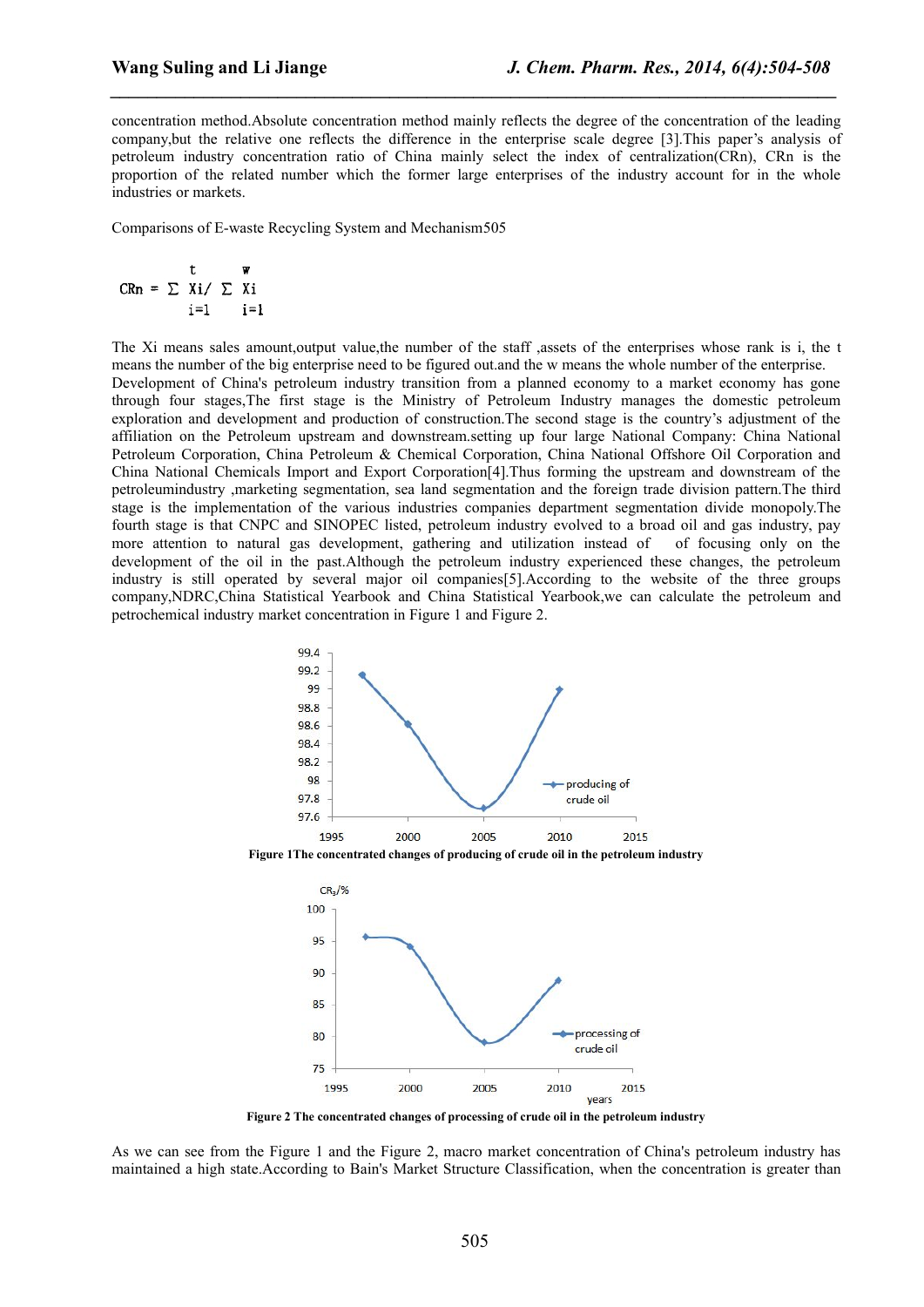concentration method.Absolute concentration method mainly reflects the degree of the concentration of the leading company,but the relative one reflects the difference in the enterprise scale degree [3].This paper's analysis of petroleum industry concentration ratio of China mainly select the index of centralization(CRn), CRn is the proportion of the related number which the former large enterprises of the industry account for in the whole industries or markets.

Comparisons of E-waste Recycling System and Mechanism505

$$CRn = \sum_{i=1}^{t} Xi / \sum_{i=1}^{w} Xi$$

The Xi means sales amount,output value,the number of the staff ,assets of the enterprises whose rank is i, the t means the number of the big enterprise need to be figured out.and the w means the whole number of the enterprise.

Development of China's petroleum industry transition from a planned economy to a market economy has gone through four stages,The first stage is the Ministry of Petroleum Industry manages the domestic petroleum exploration and development and production of construction.The second stage is the country's adjustment of the affiliation on the Petroleum upstream and downstream.setting up four large National Company: China National Petroleum Corporation, China Petroleum & Chemical Corporation, China National Offshore Oil Corporation and China National Chemicals Import and Export Corporation[4].Thus forming the upstream and downstream of the petroleumindustry ,marketing segmentation, sea land segmentation and the foreign trade division pattern.The third stage is the implementation of the various industries companies department segmentation divide monopoly.The fourth stage is that CNPC and SINOPEC listed, petroleum industry evolved to a broad oil and gas industry, pay more attention to natural gas development, gathering and utilization instead of of focusing only on the development of the oil in the past.Although the petroleum industry experienced these changes, the petroleum industry is still operated by several major oil companies[5].According to the website of the three groups company,NDRC,China Statistical Yearbook and China Statistical Yearbook,we can calculate the petroleum and petrochemical industry market concentration in Figure 1 and Figure 2.

**Figure 1The concentrated changes of producing of crude oil in the petroleum industry**

**Figure 2 The concentrated changes of processing of crude oil in the petroleum industry**

As we can see from the Figure 1 and the Figure 2, macro market concentration of China's petroleum industry has maintained a high state.According to Bain's Market Structure Classification, when the concentration is greater than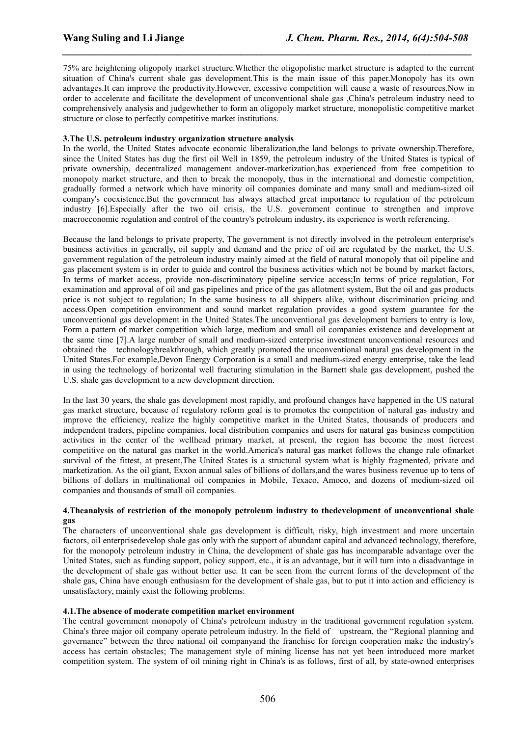75% are heightening oligopoly market structure.Whether the oligopolistic market structure is adapted to the current situation of China's current shale gas development.This is the main issue of this paper.Monopoly has its own advantages.It can improve the productivity.However, excessive competition will cause a waste of resources.Now in order to accelerate and facilitate the development of unconventional shale gas ,China's petroleum industry need to comprehensively analysis and judgewhether to form an oligopoly market structure, monopolistic competitive market structure or close to perfectly competitive market institutions.

### 3.The U.S. petroleum industry organization structure analysis

In the world, the United States advocate economic liberalization,the land belongs to private ownership.Therefore, since the United States has dug the first oil Well in 1859, the petroleum industry of the United States is typical of private ownership, decentralized management andover-marketization,has experienced from free competition to monopoly market structure, and then to break the monopoly, thus in the international and domestic competition, gradually formed a network which have minority oil companies dominate and many small and medium-sized oil company's coexistence.But the government has always attached great importance to regulation of the petroleum industry [6].Especially after the two oil crisis, the U.S. government continue to strengthen and improve macroeconomic regulation and control of the country's petroleum industry, its experience is worth referencing.

Because the land belongs to private property, The government is not directly involved in the petroleum enterprise's business activities in generally, oil supply and demand and the price of oil are regulated by the market, the U.S. government regulation of the petroleum industry mainly aimed at the field of natural monopoly that oil pipeline and gas placement system is in order to guide and control the business activities which not be bound by market factors, In terms of market access, provide non-discriminatory pipeline service access;In terms of price regulation, For examination and approval of oil and gas pipelines and price of the gas allotment system, But the oil and gas products price is not subject to regulation; In the same business to all shippers alike, without discrimination pricing and access.Open competition environment and sound market regulation provides a good system guarantee for the unconventional gas development in the United States.The unconventional gas development barriers to entry is low, Form a pattern of market competition which large, medium and small oil companies existence and development at the same time [7].A large number of small and medium-sized enterprise investment unconventional resources and obtained the technologybreakthrough, which greatly promoted the unconventional natural gas development in the United States.For example,Devon Energy Corporation is a small and medium-sized energy enterprise, take the lead in using the technology of horizontal well fracturing stimulation in the Barnett shale gas development, pushed the U.S. shale gas development to a new development direction.

In the last 30 years, the shale gas development most rapidly, and profound changes have happened in the US natural gas market structure, because of regulatory reform goal is to promotes the competition of natural gas industry and improve the efficiency, realize the highly competitive market in the United States, thousands of producers and independent traders, pipeline companies, local distribution companies and users for natural gas business competition activities in the center of the wellhead primary market, at present, the region has become the most fiercest competitive on the natural gas market in the world.America's natural gas market follows the change rule ofmarket survival of the fittest, at present,The United States is a structural system what is highly fragmented, private and marketization. As the oil giant, Exxon annual sales of billions of dollars,and the wares business revenue up to tens of billions of dollars in multinational oil companies in Mobile, Texaco, Amoco, and dozens of medium-sized oil companies and thousands of small oil companies.

### 4.Theanalysis of restriction of the monopoly petroleum industry to thedevelopment of unconventional shale gas

The characters of unconventional shale gas development is difficult, risky, high investment and more uncertain factors, oil enterprisedevelop shale gas only with the support of abundant capital and advanced technology, therefore, for the monopoly petroleum industry in China, the development of shale gas has incomparable advantage over the United States, such as funding support, policy support, etc., it is an advantage, but it will turn into a disadvantage in the development of shale gas without better use. It can be seen from the current forms of the development of the shale gas, China have enough enthusiasm for the development of shale gas, but to put it into action and efficiency is unsatisfactory, mainly exist the following problems:

#### 4.1.The absence of moderate competition market environment

The central government monopoly of China's petroleum industry in the traditional government regulation system. China's three major oil company operate petroleum industry. In the field of upstream, the “Regional planning and governance” between the three national oil companyand the franchise for foreign cooperation make the industry's access has certain obstacles; The management style of mining license has not yet been introduced more market competition system. The system of oil mining right in China's is as follows, first of all, by state-owned enterprises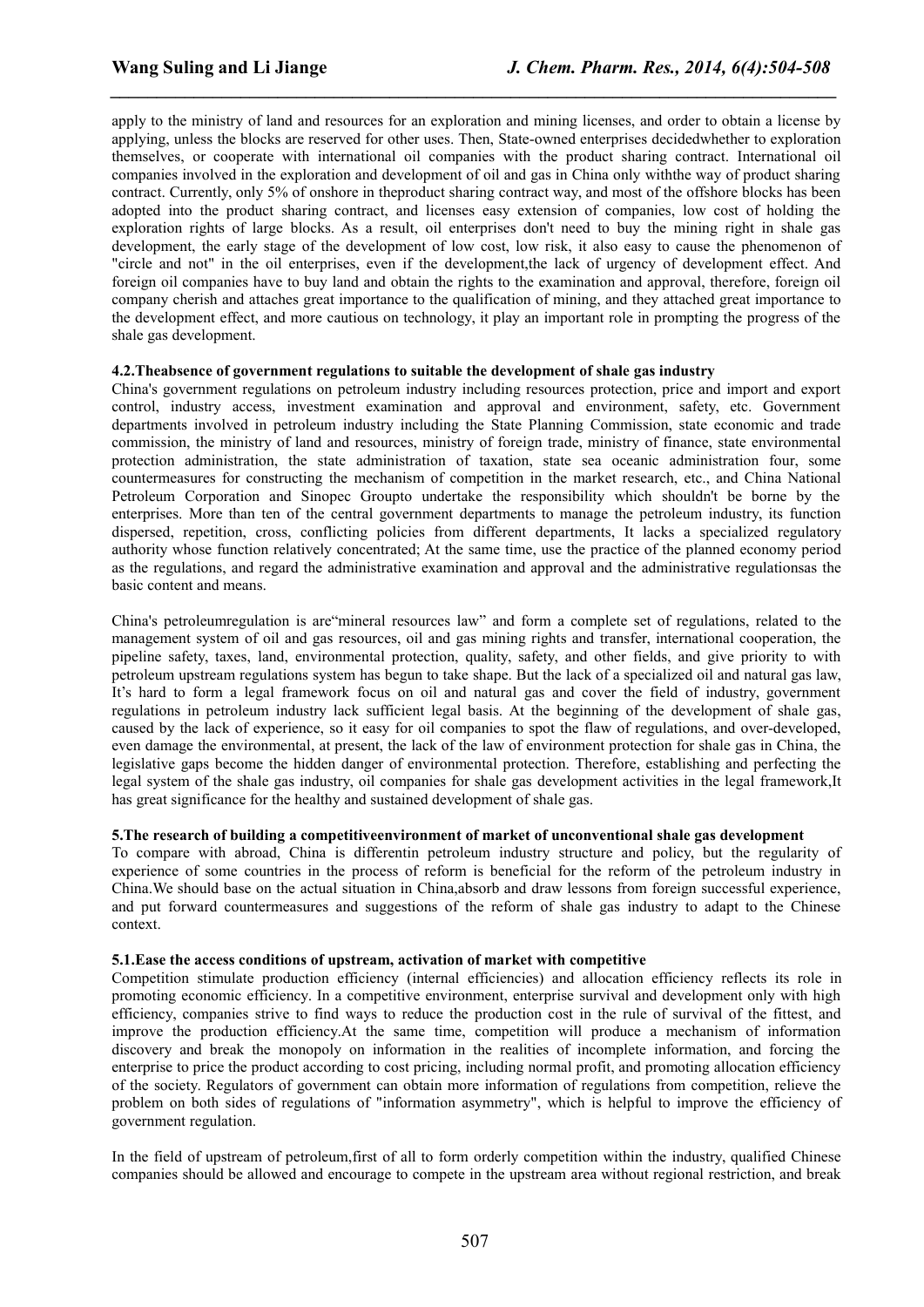apply to the ministry of land and resources for an exploration and mining licenses, and order to obtain a license by applying, unless the blocks are reserved for other uses. Then, State-owned enterprises decidedwhether to exploration themselves, or cooperate with international oil companies with the product sharing contract. International oil companies involved in the exploration and development of oil and gas in China only withthe way of product sharing contract. Currently, only 5% of onshore in theproduct sharing contract way, and most of the offshore blocks has been adopted into the product sharing contract, and licenses easy extension of companies, low cost of holding the exploration rights of large blocks. As a result, oil enterprises don't need to buy the mining right in shale gas development, the early stage of the development of low cost, low risk, it also easy to cause the phenomenon of "circle and not" in the oil enterprises, even if the development,the lack of urgency of development effect. And foreign oil companies have to buy land and obtain the rights to the examination and approval, therefore, foreign oil company cherish and attaches great importance to the qualification of mining, and they attached great importance to the development effect, and more cautious on technology, it play an important role in prompting the progress of the shale gas development.

**4.2.Theabsence of government regulations to suitable the development of shale gas industry**

China's government regulations on petroleum industry including resources protection, price and import and export control, industry access, investment examination and approval and environment, safety, etc. Government departments involved in petroleum industry including the State Planning Commission, state economic and trade commission, the ministry of land and resources, ministry of foreign trade, ministry of finance, state environmental protection administration, the state administration of taxation, state sea oceanic administration four, some countermeasures for constructing the mechanism of competition in the market research, etc., and China National Petroleum Corporation and Sinopec Groupto undertake the responsibility which shouldn't be borne by the enterprises. More than ten of the central government departments to manage the petroleum industry, its function dispersed, repetition, cross, conflicting policies from different departments, It lacks a specialized regulatory authority whose function relatively concentrated; At the same time, use the practice of the planned economy period as the regulations, and regard the administrative examination and approval and the administrative regulationsas the basic content and means.

China's petroleumregulation is are"mineral resources law" and form a complete set of regulations, related to the management system of oil and gas resources, oil and gas mining rights and transfer, international cooperation, the pipeline safety, taxes, land, environmental protection, quality, safety, and other fields, and give priority to with petroleum upstream regulations system has begun to take shape. But the lack of a specialized oil and natural gas law, It's hard to form a legal framework focus on oil and natural gas and cover the field of industry, government regulations in petroleum industry lack sufficient legal basis. At the beginning of the development of shale gas, caused by the lack of experience, so it easy for oil companies to spot the flaw of regulations, and over-developed, even damage the environmental, at present, the lack of the law of environment protection for shale gas in China, the legislative gaps become the hidden danger of environmental protection. Therefore, establishing and perfecting the legal system of the shale gas industry, oil companies for shale gas development activities in the legal framework,It has great significance for the healthy and sustained development of shale gas.

**5.The research of building a competitiveenvironment of market of unconventional shale gas development**

To compare with abroad, China is differentin petroleum industry structure and policy, but the regularity of experience of some countries in the process of reform is beneficial for the reform of the petroleum industry in China.We should base on the actual situation in China,absorb and draw lessons from foreign successful experience, and put forward countermeasures and suggestions of the reform of shale gas industry to adapt to the Chinese context.

**5.1.Ease the access conditions of upstream, activation of market with competitive**

Competition stimulate production efficiency (internal efficiencies) and allocation efficiency reflects its role in promoting economic efficiency. In a competitive environment, enterprise survival and development only with high efficiency, companies strive to find ways to reduce the production cost in the rule of survival of the fittest, and improve the production efficiency.At the same time, competition will produce a mechanism of information discovery and break the monopoly on information in the realities of incomplete information, and forcing the enterprise to price the product according to cost pricing, including normal profit, and promoting allocation efficiency of the society. Regulators of government can obtain more information of regulations from competition, relieve the problem on both sides of regulations of "information asymmetry", which is helpful to improve the efficiency of government regulation.

In the field of upstream of petroleum,first of all to form orderly competition within the industry, qualified Chinese companies should be allowed and encourage to compete in the upstream area without regional restriction, and break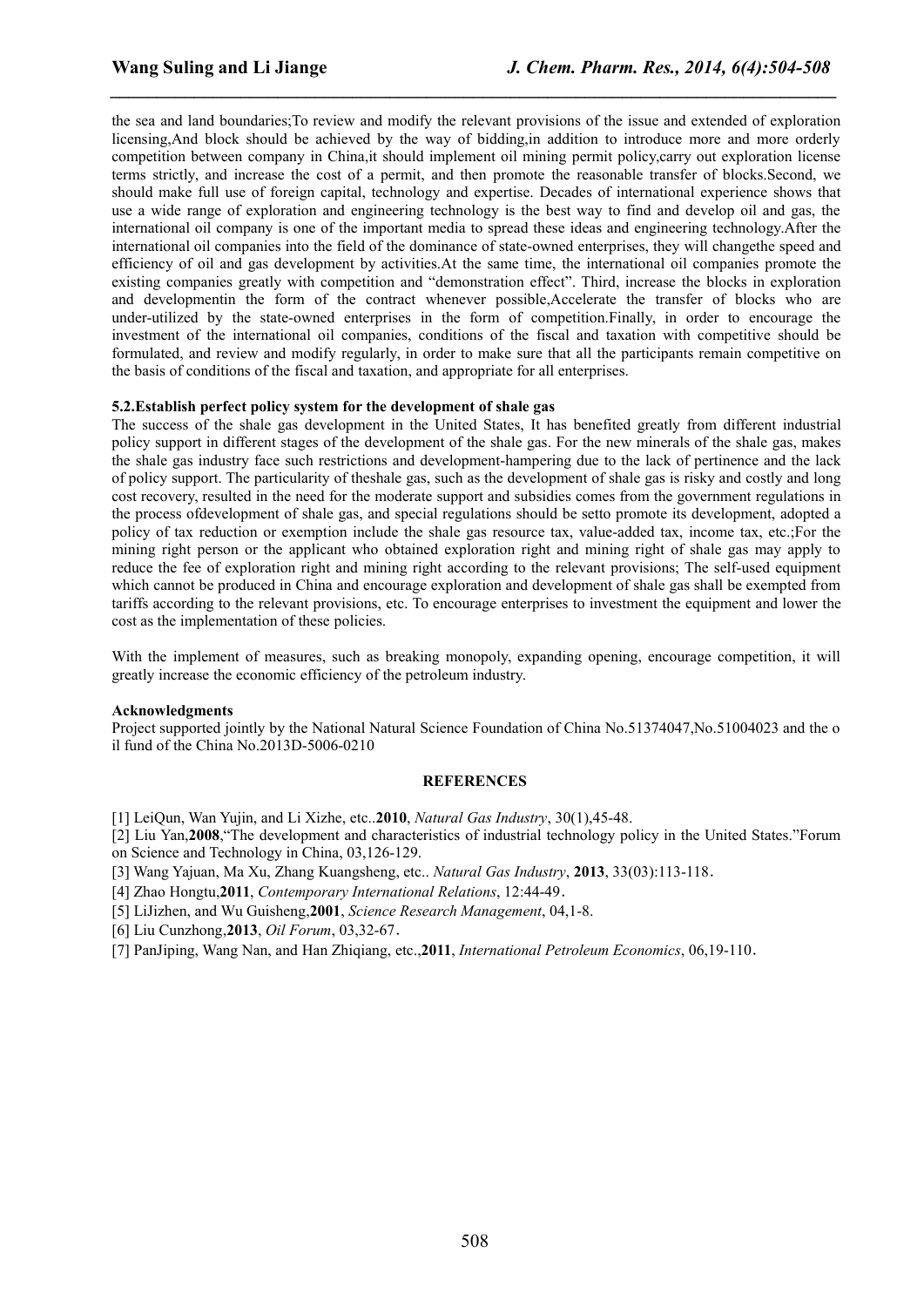the sea and land boundaries;To review and modify the relevant provisions of the issue and extended of exploration licensing,And block should be achieved by the way of bidding,in addition to introduce more and more orderly competition between company in China,it should implement oil mining permit policy,carry out exploration license terms strictly, and increase the cost of a permit, and then promote the reasonable transfer of blocks.Second, we should make full use of foreign capital, technology and expertise. Decades of international experience shows that use a wide range of exploration and engineering technology is the best way to find and develop oil and gas, the international oil company is one of the important media to spread these ideas and engineering technology.After the international oil companies into the field of the dominance of state-owned enterprises, they will changethe speed and efficiency of oil and gas development by activities.At the same time, the international oil companies promote the existing companies greatly with competition and "demonstration effect". Third, increase the blocks in exploration and developmentin the form of the contract whenever possible,Accelerate the transfer of blocks who are under-utilized by the state-owned enterprises in the form of competition.Finally, in order to encourage the investment of the international oil companies, conditions of the fiscal and taxation with competitive should be formulated, and review and modify regularly, in order to make sure that all the participants remain competitive on the basis of conditions of the fiscal and taxation, and appropriate for all enterprises.

### 5.2.Establish perfect policy system for the development of shale gas

The success of the shale gas development in the United States, It has benefited greatly from different industrial policy support in different stages of the development of the shale gas. For the new minerals of the shale gas, makes the shale gas industry face such restrictions and development-hampering due to the lack of pertinence and the lack of policy support. The particularity of theshale gas, such as the development of shale gas is risky and costly and long cost recovery, resulted in the need for the moderate support and subsidies comes from the government regulations in the process ofdevelopment of shale gas, and special regulations should be setto promote its development, adopted a policy of tax reduction or exemption include the shale gas resource tax, value-added tax, income tax, etc.;For the mining right person or the applicant who obtained exploration right and mining right of shale gas may apply to reduce the fee of exploration right and mining right according to the relevant provisions; The self-used equipment which cannot be produced in China and encourage exploration and development of shale gas shall be exempted from tariffs according to the relevant provisions, etc. To encourage enterprises to investment the equipment and lower the cost as the implementation of these policies.

With the implement of measures, such as breaking monopoly, expanding opening, encourage competition, it will greatly increase the economic efficiency of the petroleum industry.

**Acknowledgments**

Project supported jointly by the National Natural Science Foundation of China No.51374047,No.51004023 and the o il fund of the China No.2013D-5006-0210

## REFERENCES

[1] LeiQun, Wan Yujin, and Li Xizhe, etc..**2010**, *Natural Gas Industry*, 30(1),45-48.

[2] Liu Yan,**2008**,"The development and characteristics of industrial technology policy in the United States."Forum on Science and Technology in China, 03,126-129.

[3] Wang Yajuan, Ma Xu, Zhang Kuangsheng, etc.. *Natural Gas Industry*, **2013**, 33(03):113-118.

[4] Zhao Hongtu,**2011**, *Contemporary International Relations*, 12:44-49.

[5] LiJizhen, and Wu Guisheng,**2001**, *Science Research Management*, 04,1-8.

[6] Liu Cunzhong,**2013**, *Oil Forum*, 03,32-67.

[7] PanJiping, Wang Nan, and Han Zhiqiang, etc.,**2011**, *International Petroleum Economics*, 06,19-110.